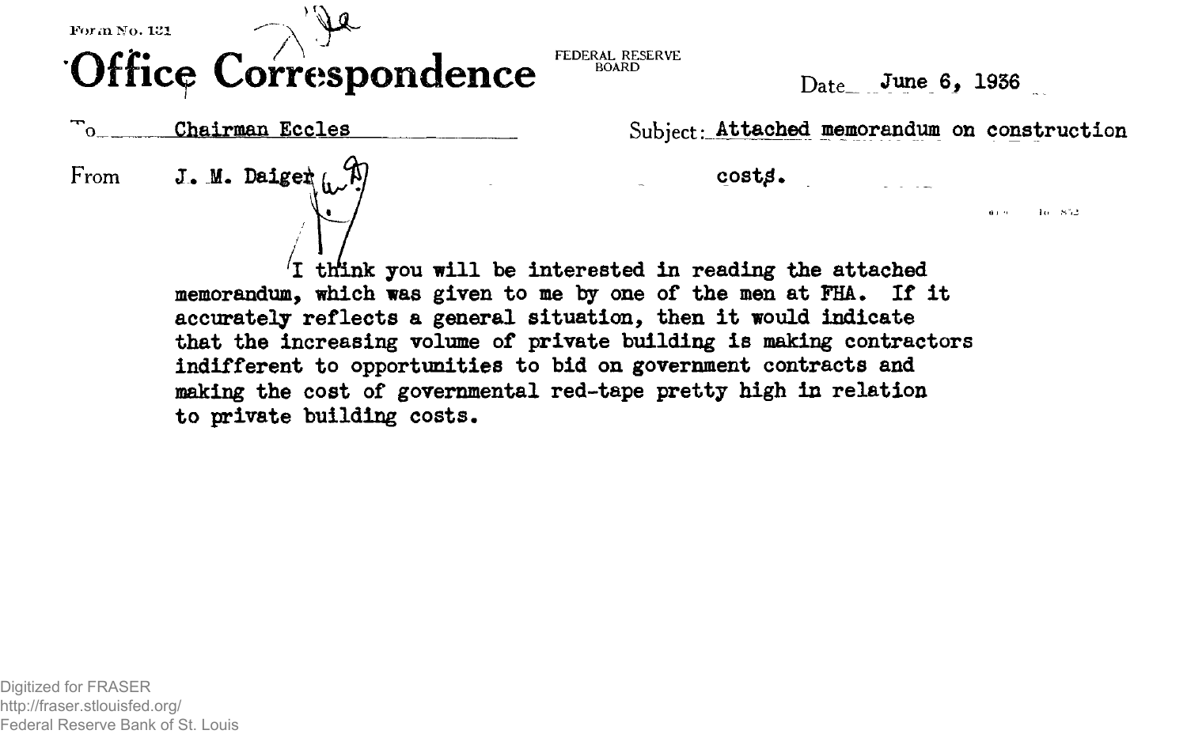Form No. 131

# Office Correspondence

FEDERAL RESERVE BOARD

Date June 6, 1936

To Chairman Eccles

Subject: Attached memorandum on construction costs.

From J. M. Daiger

I think you will be interested in reading the attached memorandum, which was given to me by one of the men at FHA. If it accurately reflects a general situation, then it would indicate that the increasing volume of private building is making contractors indifferent to opportunities to bid on government contracts and making the cost of governmental red-tape pretty high in relation to private building costs.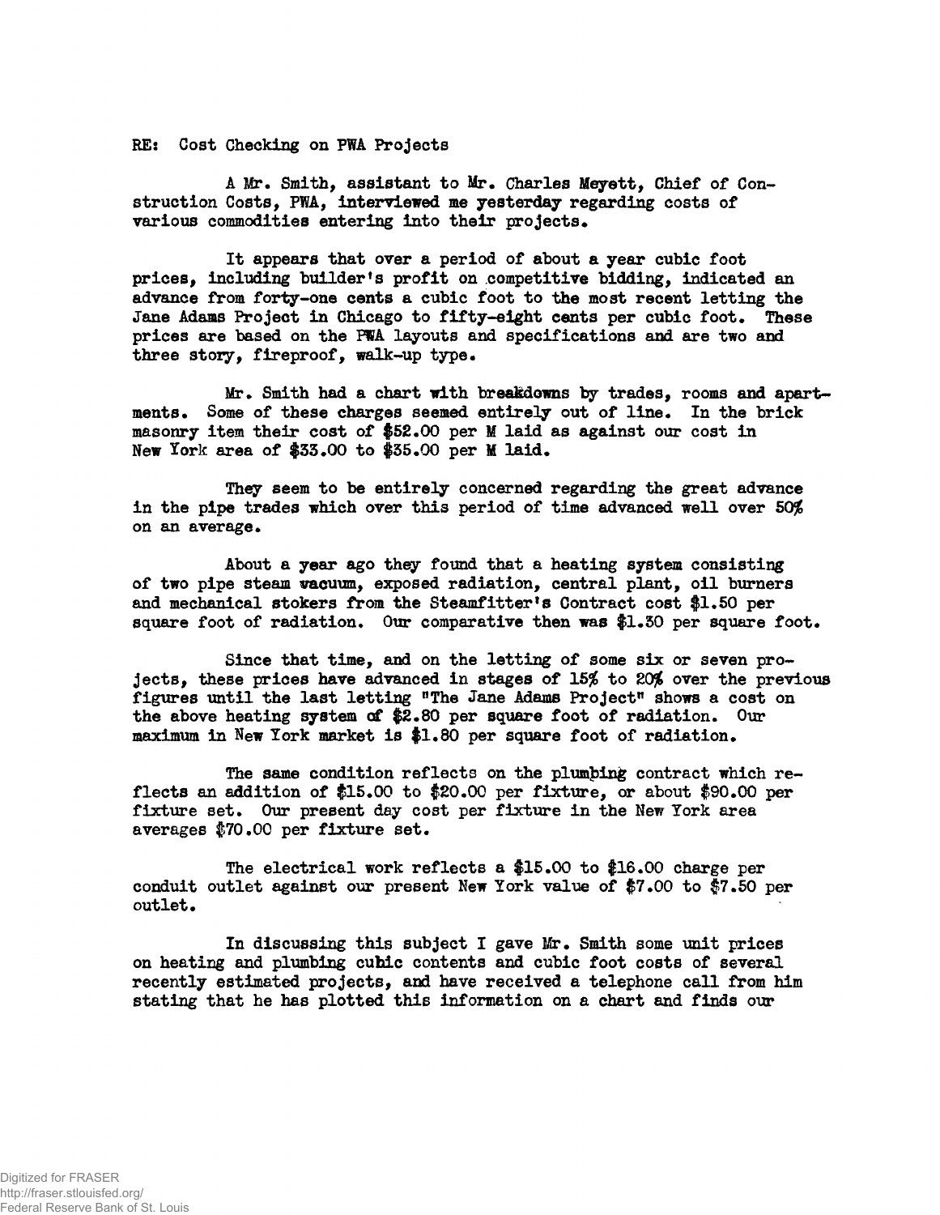RE: Cost Checking on PWA Projects

A Mr. Smith, assistant to Mr. Charles Meyett, Chief of Construction Costs, PWA, interviewed me yesterday regarding costs of various commodities entering into their projects.

It appears that over a period of about a year cubic foot prices, including builder's profit on competitive bidding, indicated an advance from forty-one cents a cubic foot to the most recent letting the Jane Adams Project in Chicago to fifty-eight cents per cubic foot. These prices are based on the PWA layouts and specifications and are two and three story, fireproof, walk-up type.

Mr. Smith had a chart with breakdowns by trades, rooms and apartments. Some of these charges seemed entirely out of line. In the brick masonry item their cost of $52.00 per M laid as against our cost in New York area of $33.00 to $35.00 per M laid.

They seem to be entirely concerned regarding the great advance in the pipe trades which over this period of time advanced well over 50% on an average.

About a year ago they found that a heating system consisting of two pipe steam vacuum, exposed radiation, central plant, oil burners and mechanical stokers from the Steamfitter's Contract cost $1.50 per square foot of radiation. Our comparative then was $1.30 per square foot.

Since that time, and on the letting of some six or seven projects, these prices have advanced in stages of 15% to 20% over the previous figures until the last letting "The Jane Adams Project" shows a cost on the above heating system of $2.80 per square foot of radiation. Our maximum in New York market is $1.80 per square foot of radiation.

The same condition reflects on the plumbing contract which reflects an addition of $15.00 to $20.00 per fixture, or about $90.00 per fixture set. Our present day cost per fixture in the New York area averages $70.00 per fixture set.

The electrical work reflects a $15.00 to $16.00 charge per conduit outlet against our present New York value of $7.00 to $7.50 per outlet.

In discussing this subject I gave Mr. Smith some unit prices on heating and plumbing cubic contents and cubic foot costs of several recently estimated projects, and have received a telephone call from him stating that he has plotted this information on a chart and finds our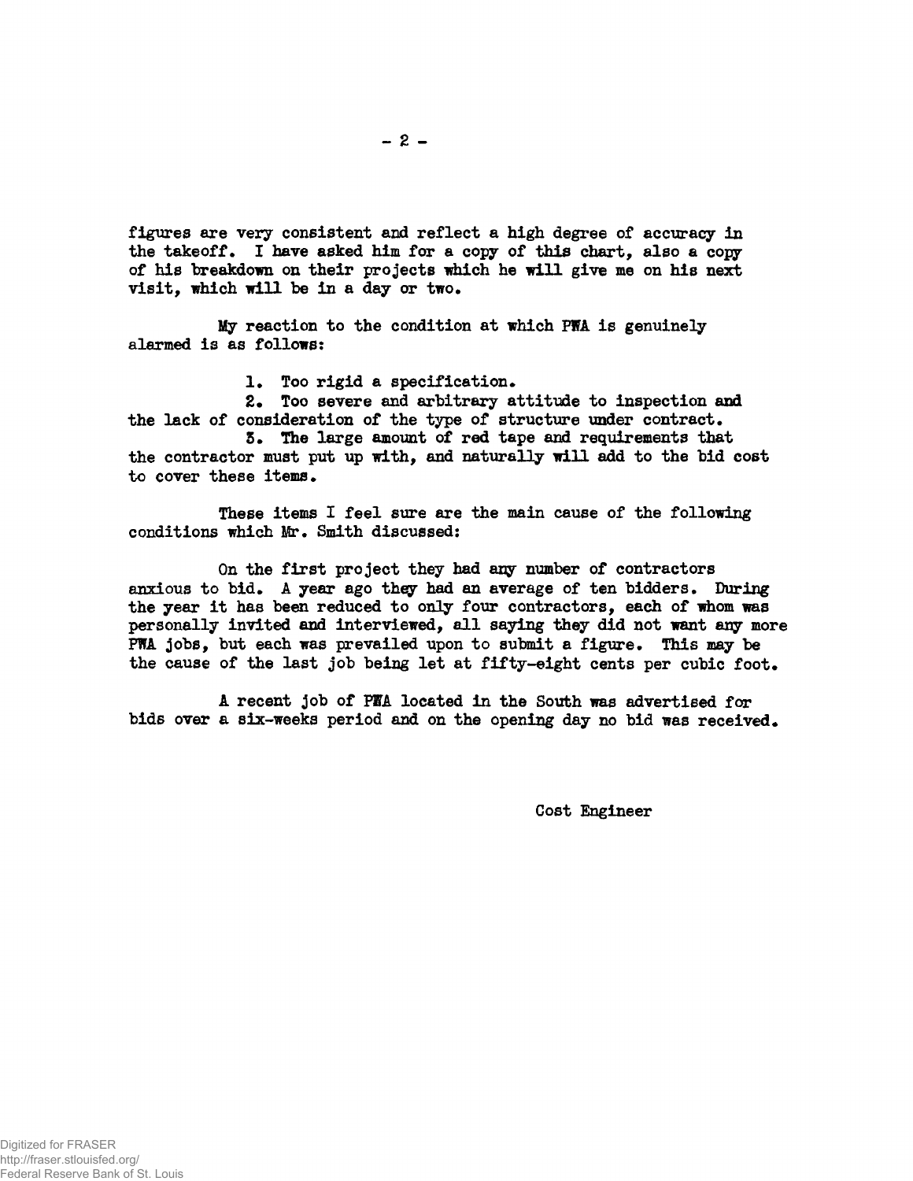figures are very consistent and reflect a high degree of accuracy in the takeoff. I have asked him for a copy of this chart, also a copy of his breakdown on their projects which he will give me on his next visit, which will be in a day or two.

My reaction to the condition at which PWA is genuinely alarmed is as follows:

1. Too rigid a specification.
2. Too severe and arbitrary attitude to inspection and the lack of consideration of the type of structure under contract.
3. The large amount of red tape and requirements that the contractor must put up with, and naturally will add to the bid cost to cover these items.

These items I feel sure are the main cause of the following conditions which Mr. Smith discussed:

On the first project they had any number of contractors anxious to bid. A year ago they had an average of ten bidders. During the year it has been reduced to only four contractors, each of whom was personally invited and interviewed, all saying they did not want any more PWA jobs, but each was prevailed upon to submit a figure. This may be the cause of the last job being let at fifty-eight cents per cubic foot.

A recent job of PWA located in the South was advertised for bids over a six-weeks period and on the opening day no bid was received.

Cost Engineer